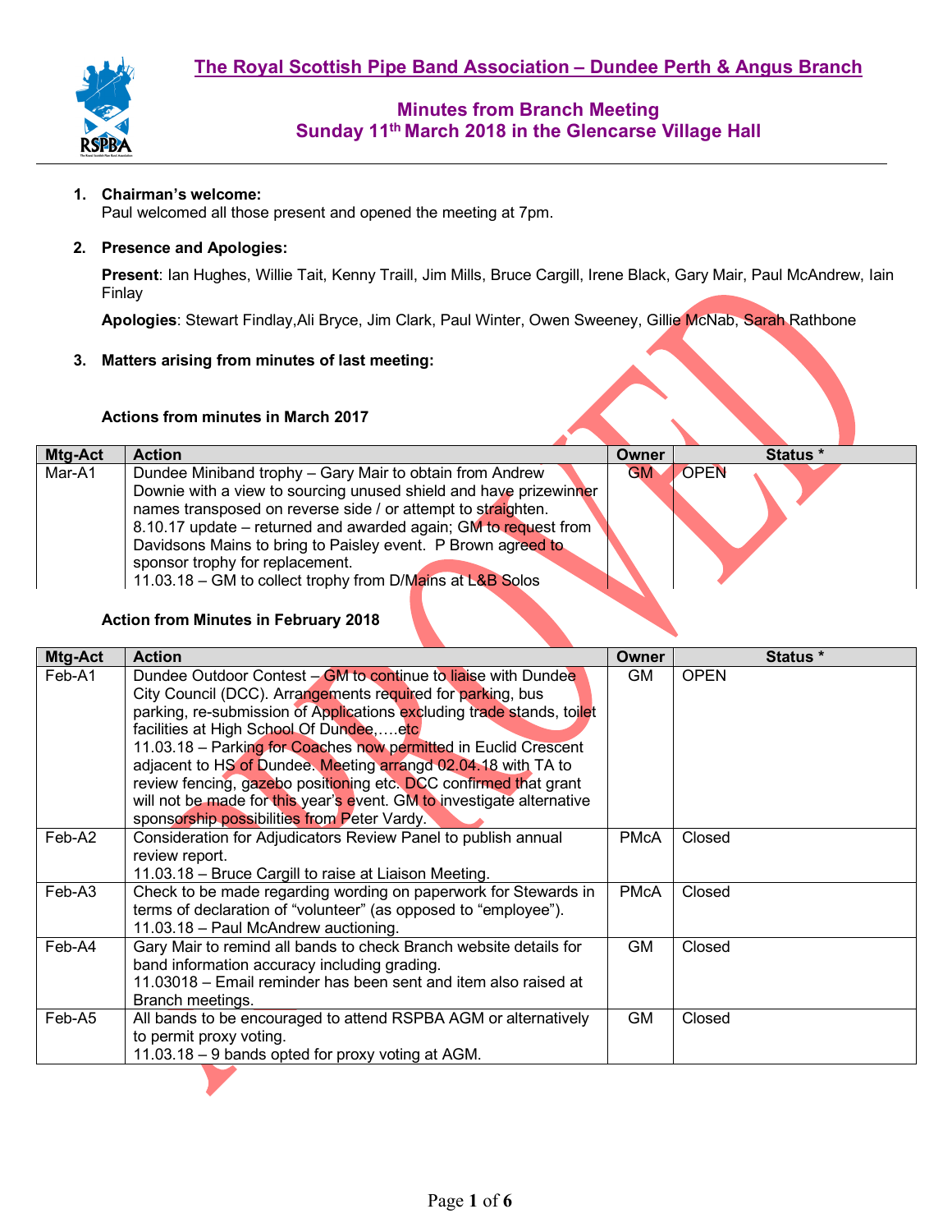# The Royal Scottish Pipe Band Association – Dundee Perth & Angus Branch

## Minutes from Branch Meeting
## Sunday 11th March 2018 in the Glencarse Village Hall

1. **Chairman's welcome:**
   Paul welcomed all those present and opened the meeting at 7pm.

2. **Presence and Apologies:**

   **Present**: Ian Hughes, Willie Tait, Kenny Traill, Jim Mills, Bruce Cargill, Irene Black, Gary Mair, Paul McAndrew, Iain Finlay

   **Apologies**: Stewart Findlay,Ali Bryce, Jim Clark, Paul Winter, Owen Sweeney, Gillie McNab, Sarah Rathbone

3. **Matters arising from minutes of last meeting:**

**Actions from minutes in March 2017**

| Mtg-Act | Action | Owner | Status * |
|---|---|---|---|
| Mar-A1 | Dundee Miniband trophy – Gary Mair to obtain from Andrew Downie with a view to sourcing unused shield and have prizewinner names transposed on reverse side / or attempt to straighten.<br>8.10.17 update – returned and awarded again; GM to request from Davidsons Mains to bring to Paisley event. P Brown agreed to sponsor trophy for replacement.<br>11.03.18 – GM to collect trophy from D/Mains at L&B Solos | GM | OPEN |

**Action from Minutes in February 2018**

| Mtg-Act | Action | Owner | Status * |
|---|---|---|---|
| Feb-A1 | Dundee Outdoor Contest – GM to continue to liaise with Dundee City Council (DCC). Arrangements required for parking, bus parking, re-submission of Applications excluding trade stands, toilet facilities at High School Of Dundee,….etc<br>11.03.18 – Parking for Coaches now permitted in Euclid Crescent adjacent to HS of Dundee. Meeting arrangd 02.04.18 with TA to review fencing, gazebo positioning etc. DCC confirmed that grant will not be made for this year's event. GM to investigate alternative sponsorship possibilities from Peter Vardy. | GM | OPEN |
| Feb-A2 | Consideration for Adjudicators Review Panel to publish annual review report.<br>11.03.18 – Bruce Cargill to raise at Liaison Meeting. | PMcA | Closed |
| Feb-A3 | Check to be made regarding wording on paperwork for Stewards in terms of declaration of "volunteer" (as opposed to "employee").<br>11.03.18 – Paul McAndrew auctioning. | PMcA | Closed |
| Feb-A4 | Gary Mair to remind all bands to check Branch website details for band information accuracy including grading.<br>11.03018 – Email reminder has been sent and item also raised at Branch meetings. | GM | Closed |
| Feb-A5 | All bands to be encouraged to attend RSPBA AGM or alternatively to permit proxy voting.<br>11.03.18 – 9 bands opted for proxy voting at AGM. | GM | Closed |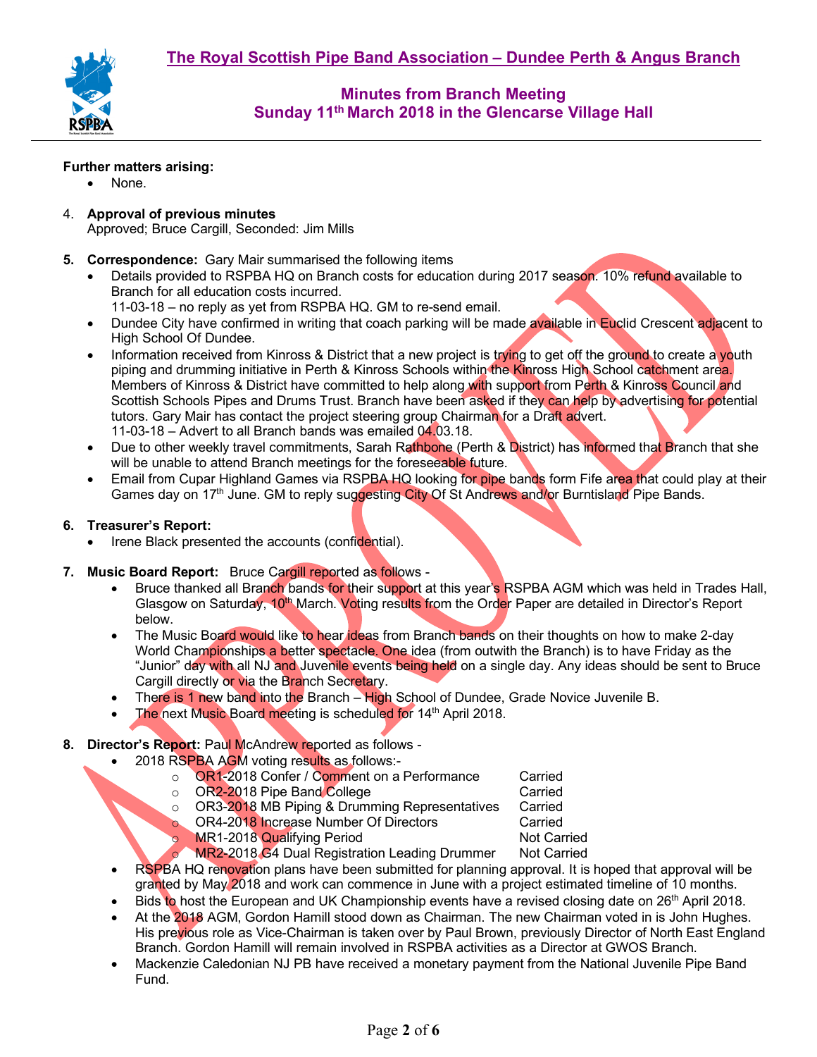## The Royal Scottish Pipe Band Association – Dundee Perth & Angus Branch

### Minutes from Branch Meeting
### Sunday 11th March 2018 in the Glencarse Village Hall

**Further matters arising:**
- None.

4. **Approval of previous minutes**
   Approved; Bruce Cargill, Seconded: Jim Mills

5. **Correspondence:** Gary Mair summarised the following items
   - Details provided to RSPBA HQ on Branch costs for education during 2017 season. 10% refund available to Branch for all education costs incurred.
     11-03-18 – no reply as yet from RSPBA HQ. GM to re-send email.
   - Dundee City have confirmed in writing that coach parking will be made available in Euclid Crescent adjacent to High School Of Dundee.
   - Information received from Kinross & District that a new project is trying to get off the ground to create a youth piping and drumming initiative in Perth & Kinross Schools within the Kinross High School catchment area. Members of Kinross & District have committed to help along with support from Perth & Kinross Council and Scottish Schools Pipes and Drums Trust. Branch have been asked if they can help by advertising for potential tutors. Gary Mair has contact the project steering group Chairman for a Draft advert.
     11-03-18 – Advert to all Branch bands was emailed 04.03.18.
   - Due to other weekly travel commitments, Sarah Rathbone (Perth & District) has informed that Branch that she will be unable to attend Branch meetings for the foreseeable future.
   - Email from Cupar Highland Games via RSPBA HQ looking for pipe bands form Fife area that could play at their Games day on 17th June. GM to reply suggesting City Of St Andrews and/or Burntisland Pipe Bands.

6. **Treasurer's Report:**
   - Irene Black presented the accounts (confidential).

7. **Music Board Report:** Bruce Cargill reported as follows -
   - Bruce thanked all Branch bands for their support at this year's RSPBA AGM which was held in Trades Hall, Glasgow on Saturday, 10th March. Voting results from the Order Paper are detailed in Director's Report below.
   - The Music Board would like to hear ideas from Branch bands on their thoughts on how to make 2-day World Championships a better spectacle. One idea (from outwith the Branch) is to have Friday as the "Junior" day with all NJ and Juvenile events being held on a single day. Any ideas should be sent to Bruce Cargill directly or via the Branch Secretary.
   - There is 1 new band into the Branch – High School of Dundee, Grade Novice Juvenile B.
   - The next Music Board meeting is scheduled for 14th April 2018.

8. **Director's Report:** Paul McAndrew reported as follows -
   - 2018 RSPBA AGM voting results as follows:-
     - OR1-2018 Confer / Comment on a Performance — Carried
     - OR2-2018 Pipe Band College — Carried
     - OR3-2018 MB Piping & Drumming Representatives — Carried
     - OR4-2018 Increase Number Of Directors — Carried
     - MR1-2018 Qualifying Period — Not Carried
     - MR2-2018 G4 Dual Registration Leading Drummer — Not Carried
   - RSPBA HQ renovation plans have been submitted for planning approval. It is hoped that approval will be granted by May 2018 and work can commence in June with a project estimated timeline of 10 months.
   - Bids to host the European and UK Championship events have a revised closing date on 26th April 2018.
   - At the 2018 AGM, Gordon Hamill stood down as Chairman. The new Chairman voted in is John Hughes. His previous role as Vice-Chairman is taken over by Paul Brown, previously Director of North East England Branch. Gordon Hamill will remain involved in RSPBA activities as a Director at GWOS Branch.
   - Mackenzie Caledonian NJ PB have received a monetary payment from the National Juvenile Pipe Band Fund.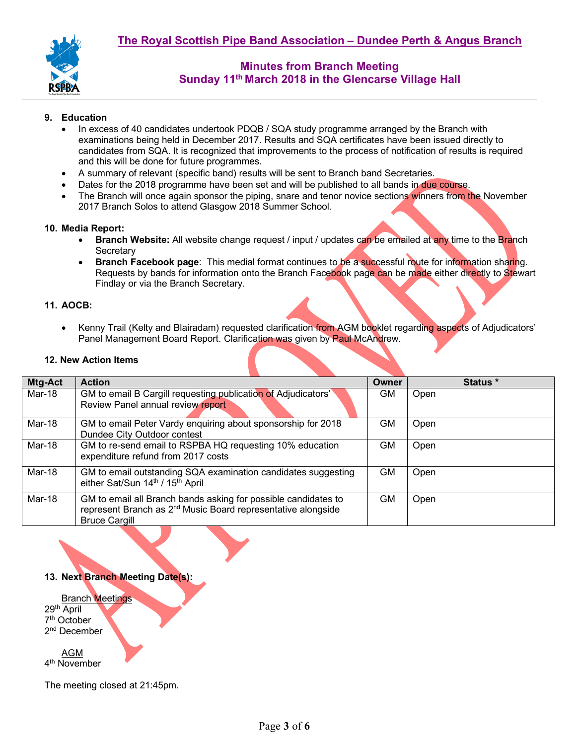# The Royal Scottish Pipe Band Association – Dundee Perth & Angus Branch

## Minutes from Branch Meeting
## Sunday 11th March 2018 in the Glencarse Village Hall

**9. Education**

- In excess of 40 candidates undertook PDQB / SQA study programme arranged by the Branch with examinations being held in December 2017. Results and SQA certificates have been issued directly to candidates from SQA. It is recognized that improvements to the process of notification of results is required and this will be done for future programmes.
- A summary of relevant (specific band) results will be sent to Branch band Secretaries.
- Dates for the 2018 programme have been set and will be published to all bands in due course.
- The Branch will once again sponsor the piping, snare and tenor novice sections winners from the November 2017 Branch Solos to attend Glasgow 2018 Summer School.

**10. Media Report:**

- **Branch Website:** All website change request / input / updates can be emailed at any time to the Branch Secretary
- **Branch Facebook page**: This medial format continues to be a successful route for information sharing. Requests by bands for information onto the Branch Facebook page can be made either directly to Stewart Findlay or via the Branch Secretary.

**11. AOCB:**

- Kenny Trail (Kelty and Blairadam) requested clarification from AGM booklet regarding aspects of Adjudicators' Panel Management Board Report. Clarification was given by Paul McAndrew.

**12. New Action Items**

| Mtg-Act | Action | Owner | Status * |
|---|---|---|---|
| Mar-18 | GM to email B Cargill requesting publication of Adjudicators' Review Panel annual review report | GM | Open |
| Mar-18 | GM to email Peter Vardy enquiring about sponsorship for 2018 Dundee City Outdoor contest | GM | Open |
| Mar-18 | GM to re-send email to RSPBA HQ requesting 10% education expenditure refund from 2017 costs | GM | Open |
| Mar-18 | GM to email outstanding SQA examination candidates suggesting either Sat/Sun 14th / 15th April | GM | Open |
| Mar-18 | GM to email all Branch bands asking for possible candidates to represent Branch as 2nd Music Board representative alongside Bruce Cargill | GM | Open |

**13. Next Branch Meeting Date(s):**

Branch Meetings
29th April
7th October
2nd December

AGM
4th November

The meeting closed at 21:45pm.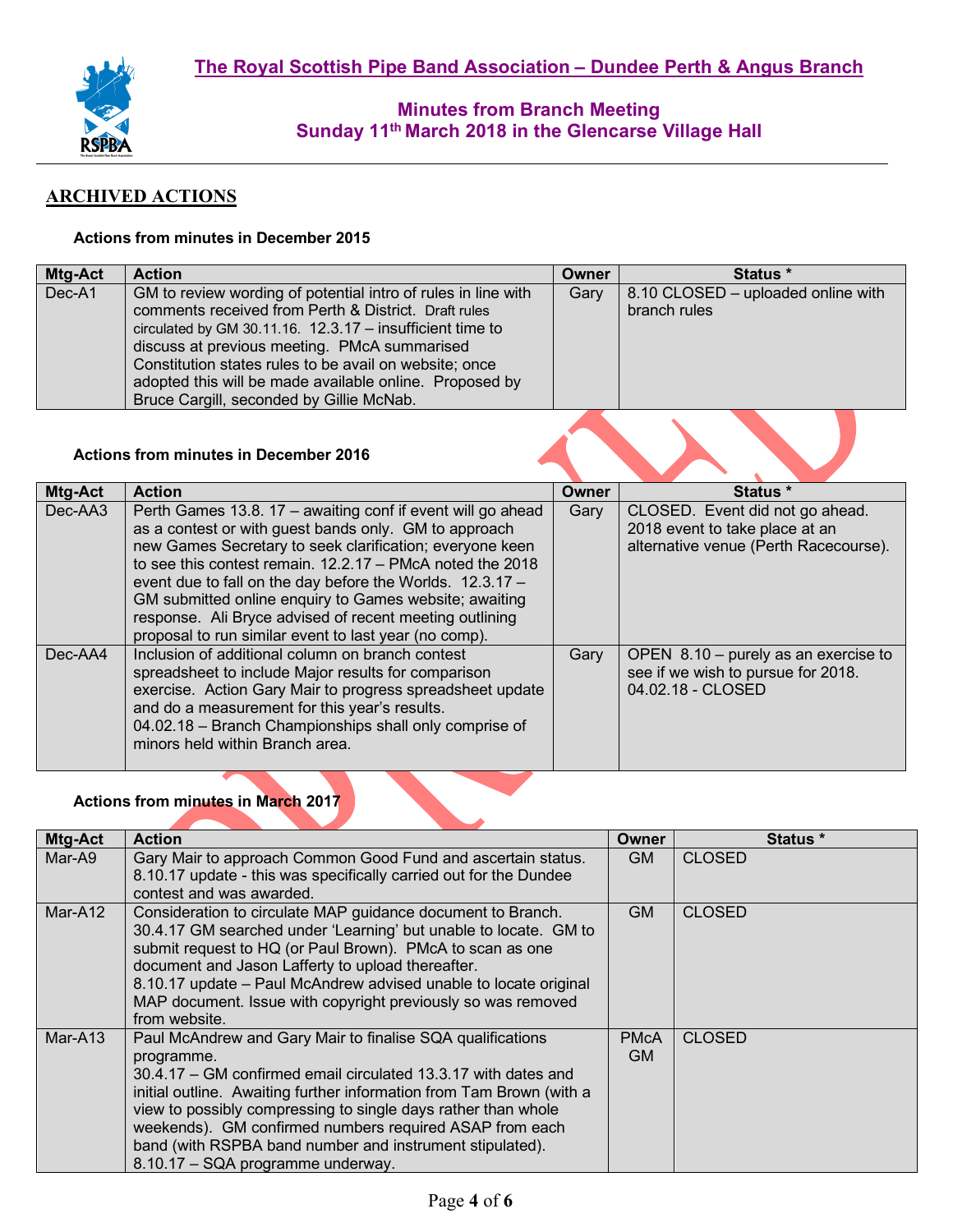## The Royal Scottish Pipe Band Association – Dundee Perth & Angus Branch

### Minutes from Branch Meeting
### Sunday 11th March 2018 in the Glencarse Village Hall

## ARCHIVED ACTIONS

**Actions from minutes in December 2015**

| Mtg-Act | Action | Owner | Status * |
|---|---|---|---|
| Dec-A1 | GM to review wording of potential intro of rules in line with comments received from Perth & District. Draft rules circulated by GM 30.11.16. 12.3.17 – insufficient time to discuss at previous meeting. PMcA summarised Constitution states rules to be avail on website; once adopted this will be made available online. Proposed by Bruce Cargill, seconded by Gillie McNab. | Gary | 8.10 CLOSED – uploaded online with branch rules |

**Actions from minutes in December 2016**

| Mtg-Act | Action | Owner | Status * |
|---|---|---|---|
| Dec-AA3 | Perth Games 13.8. 17 – awaiting conf if event will go ahead as a contest or with guest bands only. GM to approach new Games Secretary to seek clarification; everyone keen to see this contest remain. 12.2.17 – PMcA noted the 2018 event due to fall on the day before the Worlds. 12.3.17 – GM submitted online enquiry to Games website; awaiting response. Ali Bryce advised of recent meeting outlining proposal to run similar event to last year (no comp). | Gary | CLOSED. Event did not go ahead. 2018 event to take place at an alternative venue (Perth Racecourse). |
| Dec-AA4 | Inclusion of additional column on branch contest spreadsheet to include Major results for comparison exercise. Action Gary Mair to progress spreadsheet update and do a measurement for this year's results.<br>04.02.18 – Branch Championships shall only comprise of minors held within Branch area. | Gary | OPEN 8.10 – purely as an exercise to see if we wish to pursue for 2018.<br>04.02.18 - CLOSED |

**Actions from minutes in March 2017**

| Mtg-Act | Action | Owner | Status * |
|---|---|---|---|
| Mar-A9 | Gary Mair to approach Common Good Fund and ascertain status.<br>8.10.17 update - this was specifically carried out for the Dundee contest and was awarded. | GM | CLOSED |
| Mar-A12 | Consideration to circulate MAP guidance document to Branch.<br>30.4.17 GM searched under 'Learning' but unable to locate. GM to submit request to HQ (or Paul Brown). PMcA to scan as one document and Jason Lafferty to upload thereafter.<br>8.10.17 update – Paul McAndrew advised unable to locate original MAP document. Issue with copyright previously so was removed from website. | GM | CLOSED |
| Mar-A13 | Paul McAndrew and Gary Mair to finalise SQA qualifications programme.<br>30.4.17 – GM confirmed email circulated 13.3.17 with dates and initial outline. Awaiting further information from Tam Brown (with a view to possibly compressing to single days rather than whole weekends). GM confirmed numbers required ASAP from each band (with RSPBA band number and instrument stipulated).<br>8.10.17 – SQA programme underway. | PMcA<br>GM | CLOSED |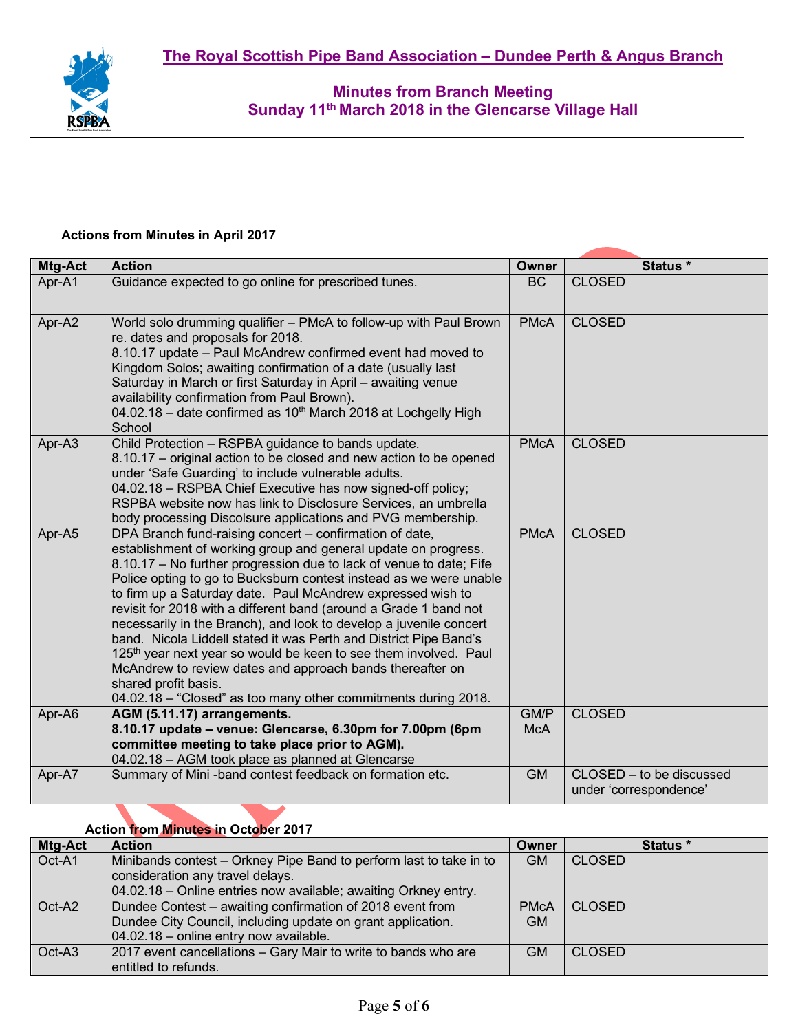# The Royal Scottish Pipe Band Association – Dundee Perth & Angus Branch

## Minutes from Branch Meeting
## Sunday 11th March 2018 in the Glencarse Village Hall

**Actions from Minutes in April 2017**

| Mtg-Act | Action | Owner | Status * |
|---|---|---|---|
| Apr-A1 | Guidance expected to go online for prescribed tunes. | BC | CLOSED |
| Apr-A2 | World solo drumming qualifier – PMcA to follow-up with Paul Brown re. dates and proposals for 2018.<br>8.10.17 update – Paul McAndrew confirmed event had moved to Kingdom Solos; awaiting confirmation of a date (usually last Saturday in March or first Saturday in April – awaiting venue availability confirmation from Paul Brown).<br>04.02.18 – date confirmed as 10th March 2018 at Lochgelly High School | PMcA | CLOSED |
| Apr-A3 | Child Protection – RSPBA guidance to bands update.<br>8.10.17 – original action to be closed and new action to be opened under 'Safe Guarding' to include vulnerable adults.<br>04.02.18 – RSPBA Chief Executive has now signed-off policy; RSPBA website now has link to Disclosure Services, an umbrella body processing Discolsure applications and PVG membership. | PMcA | CLOSED |
| Apr-A5 | DPA Branch fund-raising concert – confirmation of date, establishment of working group and general update on progress.<br>8.10.17 – No further progression due to lack of venue to date; Fife Police opting to go to Bucksburn contest instead as we were unable to firm up a Saturday date. Paul McAndrew expressed wish to revisit for 2018 with a different band (around a Grade 1 band not necessarily in the Branch), and look to develop a juvenile concert band. Nicola Liddell stated it was Perth and District Pipe Band's 125th year next year so would be keen to see them involved. Paul McAndrew to review dates and approach bands thereafter on shared profit basis.<br>04.02.18 – "Closed" as too many other commitments during 2018. | PMcA | CLOSED |
| Apr-A6 | **AGM (5.11.17) arrangements.**<br>**8.10.17 update – venue: Glencarse, 6.30pm for 7.00pm (6pm committee meeting to take place prior to AGM).**<br>04.02.18 – AGM took place as planned at Glencarse | GM/PMcA | CLOSED |
| Apr-A7 | Summary of Mini -band contest feedback on formation etc. | GM | CLOSED – to be discussed under 'correspondence' |

**Action from Minutes in October 2017**

| Mtg-Act | Action | Owner | Status * |
|---|---|---|---|
| Oct-A1 | Minibands contest – Orkney Pipe Band to perform last to take in to consideration any travel delays.<br>04.02.18 – Online entries now available; awaiting Orkney entry. | GM | CLOSED |
| Oct-A2 | Dundee Contest – awaiting confirmation of 2018 event from Dundee City Council, including update on grant application.<br>04.02.18 – online entry now available. | PMcA GM | CLOSED |
| Oct-A3 | 2017 event cancellations – Gary Mair to write to bands who are entitled to refunds. | GM | CLOSED |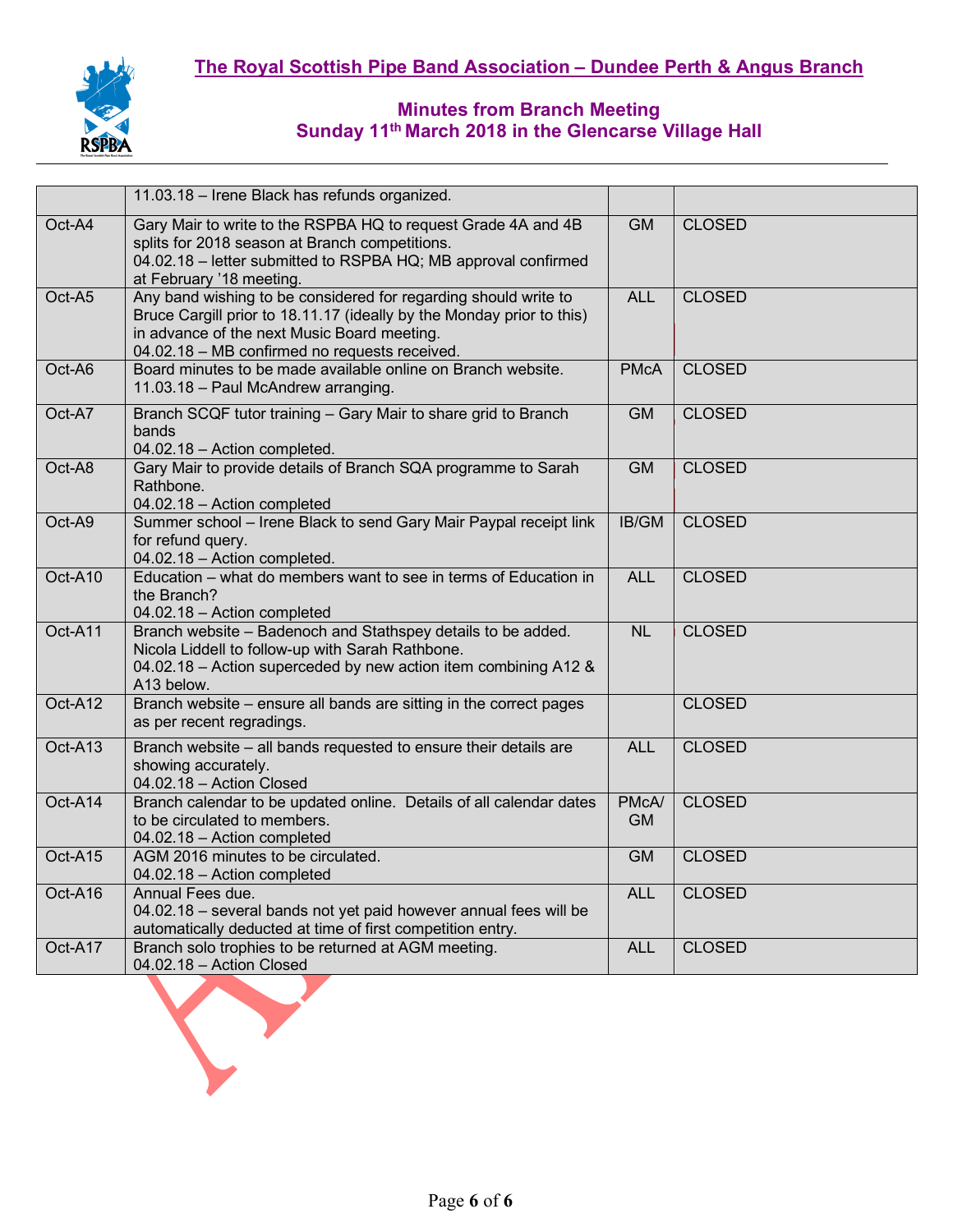## The Royal Scottish Pipe Band Association – Dundee Perth & Angus Branch

### Minutes from Branch Meeting
### Sunday 11th March 2018 in the Glencarse Village Hall

| | | | |
|---|---|---|---|
| | 11.03.18 – Irene Black has refunds organized. | | |
| Oct-A4 | Gary Mair to write to the RSPBA HQ to request Grade 4A and 4B splits for 2018 season at Branch competitions.<br>04.02.18 – letter submitted to RSPBA HQ; MB approval confirmed at February '18 meeting. | GM | CLOSED |
| Oct-A5 | Any band wishing to be considered for regarding should write to Bruce Cargill prior to 18.11.17 (ideally by the Monday prior to this) in advance of the next Music Board meeting.<br>04.02.18 – MB confirmed no requests received. | ALL | CLOSED |
| Oct-A6 | Board minutes to be made available online on Branch website.<br>11.03.18 – Paul McAndrew arranging. | PMcA | CLOSED |
| Oct-A7 | Branch SCQF tutor training – Gary Mair to share grid to Branch bands<br>04.02.18 – Action completed. | GM | CLOSED |
| Oct-A8 | Gary Mair to provide details of Branch SQA programme to Sarah Rathbone.<br>04.02.18 – Action completed | GM | CLOSED |
| Oct-A9 | Summer school – Irene Black to send Gary Mair Paypal receipt link for refund query.<br>04.02.18 – Action completed. | IB/GM | CLOSED |
| Oct-A10 | Education – what do members want to see in terms of Education in the Branch?<br>04.02.18 – Action completed | ALL | CLOSED |
| Oct-A11 | Branch website – Badenoch and Stathspey details to be added. Nicola Liddell to follow-up with Sarah Rathbone.<br>04.02.18 – Action superceded by new action item combining A12 & A13 below. | NL | CLOSED |
| Oct-A12 | Branch website – ensure all bands are sitting in the correct pages as per recent regradings. | | CLOSED |
| Oct-A13 | Branch website – all bands requested to ensure their details are showing accurately.<br>04.02.18 – Action Closed | ALL | CLOSED |
| Oct-A14 | Branch calendar to be updated online. Details of all calendar dates to be circulated to members.<br>04.02.18 – Action completed | PMcA/ GM | CLOSED |
| Oct-A15 | AGM 2016 minutes to be circulated.<br>04.02.18 – Action completed | GM | CLOSED |
| Oct-A16 | Annual Fees due.<br>04.02.18 – several bands not yet paid however annual fees will be automatically deducted at time of first competition entry. | ALL | CLOSED |
| Oct-A17 | Branch solo trophies to be returned at AGM meeting.<br>04.02.18 – Action Closed | ALL | CLOSED |